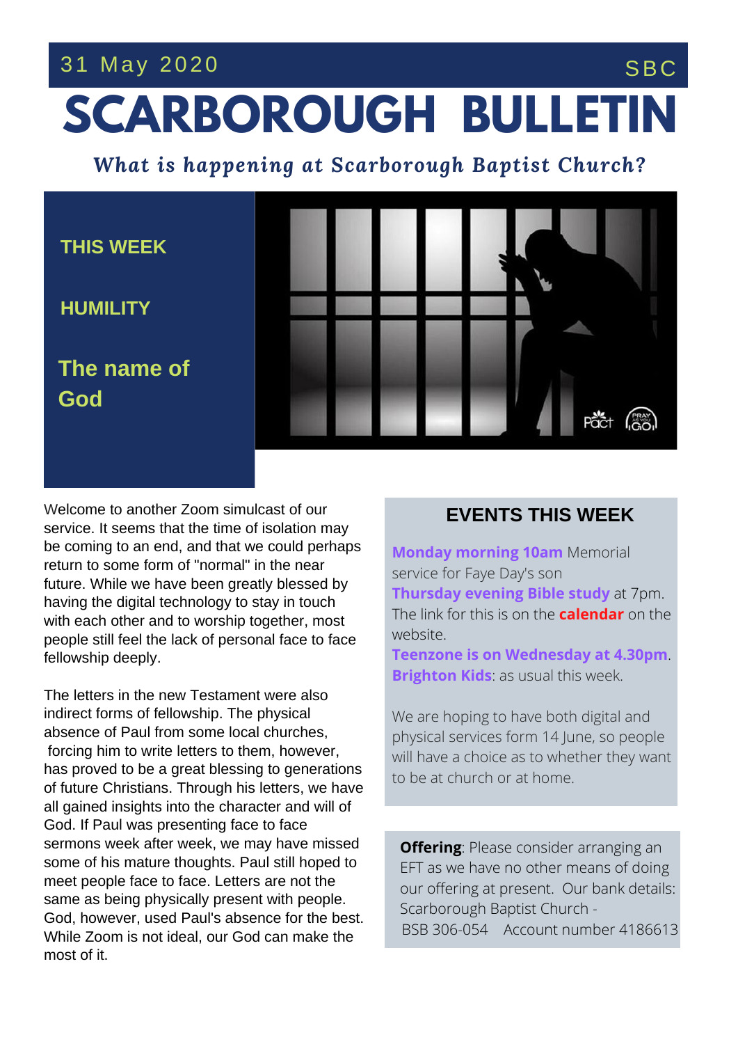31 May 2020 SBC

# SCARBOROUGH BULLETIN

***What is happening at Scarborough Baptist Church?***

**THIS WEEK**

**HUMILITY**

**The name of God**

Welcome to another Zoom simulcast of our service. It seems that the time of isolation may be coming to an end, and that we could perhaps return to some form of "normal" in the near future. While we have been greatly blessed by having the digital technology to stay in touch with each other and to worship together, most people still feel the lack of personal face to face fellowship deeply.

The letters in the new Testament were also indirect forms of fellowship. The physical absence of Paul from some local churches, forcing him to write letters to them, however, has proved to be a great blessing to generations of future Christians. Through his letters, we have all gained insights into the character and will of God. If Paul was presenting face to face sermons week after week, we may have missed some of his mature thoughts. Paul still hoped to meet people face to face. Letters are not the same as being physically present with people. God, however, used Paul's absence for the best. While Zoom is not ideal, our God can make the most of it.

## EVENTS THIS WEEK

**Monday morning 10am** Memorial service for Faye Day's son
**Thursday evening Bible study** at 7pm. The link for this is on the **calendar** on the website.
**Teenzone is on Wednesday at 4.30pm**.
**Brighton Kids**: as usual this week.

We are hoping to have both digital and physical services form 14 June, so people will have a choice as to whether they want to be at church or at home.

**Offering**: Please consider arranging an EFT as we have no other means of doing our offering at present. Our bank details: Scarborough Baptist Church - BSB 306-054 Account number 4186613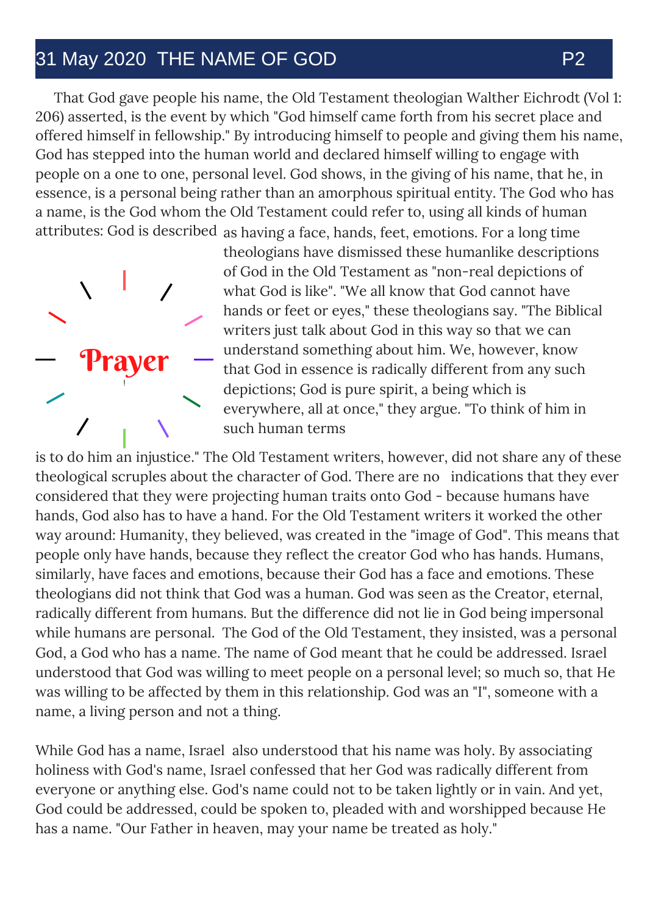# 31 May 2020 THE NAME OF GOD

That God gave people his name, the Old Testament theologian Walther Eichrodt (Vol 1: 206) asserted, is the event by which "God himself came forth from his secret place and offered himself in fellowship." By introducing himself to people and giving them his name, God has stepped into the human world and declared himself willing to engage with people on a one to one, personal level. God shows, in the giving of his name, that he, in essence, is a personal being rather than an amorphous spiritual entity. The God who has a name, is the God whom the Old Testament could refer to, using all kinds of human attributes: God is described as having a face, hands, feet, emotions. For a long time theologians have dismissed these humanlike descriptions of God in the Old Testament as "non-real depictions of what God is like". "We all know that God cannot have hands or feet or eyes," these theologians say. "The Biblical writers just talk about God in this way so that we can understand something about him. We, however, know that God in essence is radically different from any such depictions; God is pure spirit, a being which is everywhere, all at once," they argue. "To think of him in such human terms is to do him an injustice." The Old Testament writers, however, did not share any of these theological scruples about the character of God. There are no indications that they ever considered that they were projecting human traits onto God - because humans have hands, God also has to have a hand. For the Old Testament writers it worked the other way around: Humanity, they believed, was created in the "image of God". This means that people only have hands, because they reflect the creator God who has hands. Humans, similarly, have faces and emotions, because their God has a face and emotions. These theologians did not think that God was a human. God was seen as the Creator, eternal, radically different from humans. But the difference did not lie in God being impersonal while humans are personal. The God of the Old Testament, they insisted, was a personal God, a God who has a name. The name of God meant that he could be addressed. Israel understood that God was willing to meet people on a personal level; so much so, that He was willing to be affected by them in this relationship. God was an "I", someone with a name, a living person and not a thing.

Prayer

While God has a name, Israel also understood that his name was holy. By associating holiness with God's name, Israel confessed that her God was radically different from everyone or anything else. God's name could not to be taken lightly or in vain. And yet, God could be addressed, could be spoken to, pleaded with and worshipped because He has a name. "Our Father in heaven, may your name be treated as holy."